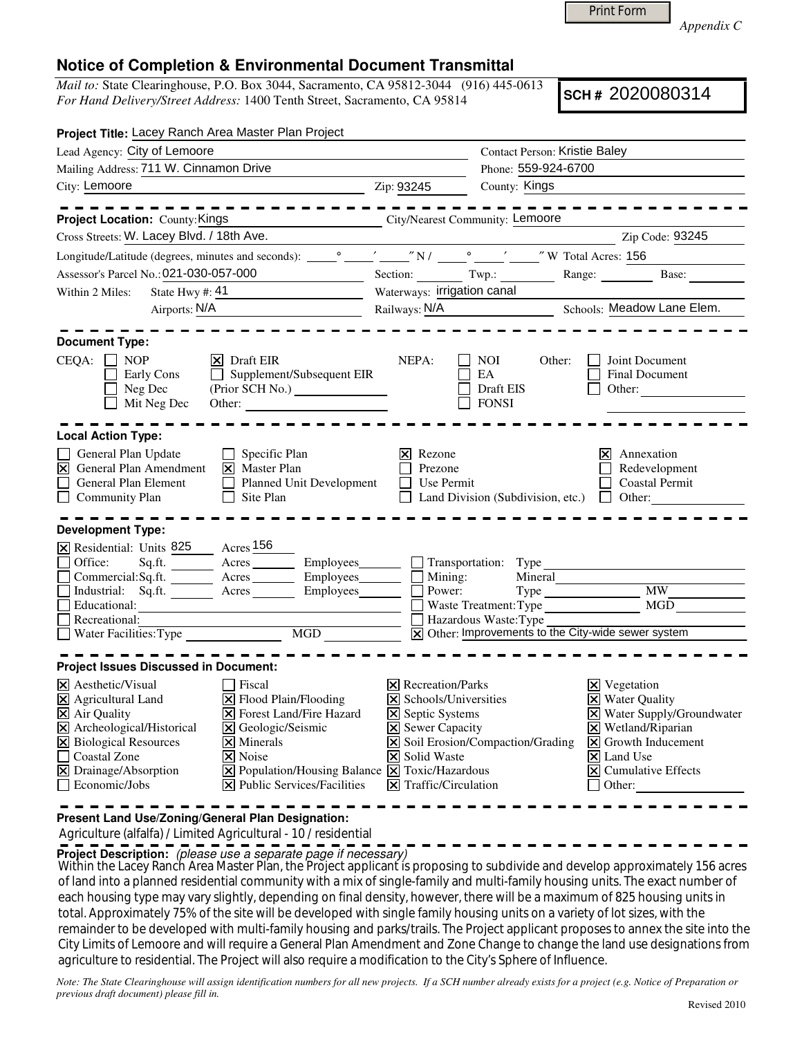Print Form

*Appendix C*

# Notice of Completion & Environmental Document Transmittal

*Mail to:* State Clearinghouse, P.O. Box 3044, Sacramento, CA 95812-3044 (916) 445-0613
*For Hand Delivery/Street Address:* 1400 Tenth Street, Sacramento, CA 95814

**SCH #** 2020080314

**Project Title:** Lacey Ranch Area Master Plan Project

Lead Agency: City of Lemoore
Contact Person: Kristie Baley
Mailing Address: 711 W. Cinnamon Drive
Phone: 559-924-6700
City: Lemoore
Zip: 93245
County: Kings

---

**Project Location:** County: Kings
City/Nearest Community: Lemoore
Cross Streets: W. Lacey Blvd. / 18th Ave.
Zip Code: 93245
Longitude/Latitude (degrees, minutes and seconds): ____° ____′ ____″ N / ____° ____′ ____″ W Total Acres: 156
Assessor's Parcel No.: 021-030-057-000
Section: ____ Twp.: ____ Range: ____ Base: ____
Within 2 Miles: State Hwy #: 41
Waterways: irrigation canal
Airports: N/A
Railways: N/A
Schools: Meadow Lane Elem.

---

**Document Type:**

CEQA:
- [ ] NOP
- [ ] Early Cons
- [ ] Neg Dec
- [ ] Mit Neg Dec
- [x] Draft EIR
- [ ] Supplement/Subsequent EIR (Prior SCH No.) ____
- Other: ____

NEPA:
- [ ] NOI
- [ ] EA
- [ ] Draft EIS
- [ ] FONSI

Other:
- [ ] Joint Document
- [ ] Final Document
- [ ] Other: ____

---

**Local Action Type:**

- [ ] General Plan Update
- [x] General Plan Amendment
- [ ] General Plan Element
- [ ] Community Plan
- [ ] Specific Plan
- [x] Master Plan
- [ ] Planned Unit Development
- [ ] Site Plan
- [x] Rezone
- [ ] Prezone
- [ ] Use Permit
- [ ] Land Division (Subdivision, etc.)
- [x] Annexation
- [ ] Redevelopment
- [ ] Coastal Permit
- [ ] Other: ____

---

**Development Type:**

- [x] Residential: Units 825 Acres 156
- [ ] Office: Sq.ft. ____ Acres ____ Employees ____
- [ ] Commercial: Sq.ft. ____ Acres ____ Employees ____
- [ ] Industrial: Sq.ft. ____ Acres ____ Employees ____
- [ ] Educational: ____
- [ ] Recreational: ____
- [ ] Water Facilities: Type ____ MGD ____
- [ ] Transportation: Type ____
- [ ] Mining: Mineral ____
- [ ] Power: Type ____ MW ____
- [ ] Waste Treatment: Type ____ MGD ____
- [ ] Hazardous Waste: Type ____
- [x] Other: Improvements to the City-wide sewer system

---

**Project Issues Discussed in Document:**

- [x] Aesthetic/Visual
- [x] Agricultural Land
- [x] Air Quality
- [x] Archeological/Historical
- [x] Biological Resources
- [ ] Coastal Zone
- [x] Drainage/Absorption
- [ ] Economic/Jobs
- [ ] Fiscal
- [x] Flood Plain/Flooding
- [x] Forest Land/Fire Hazard
- [x] Geologic/Seismic
- [x] Minerals
- [x] Noise
- [x] Population/Housing Balance
- [x] Public Services/Facilities
- [x] Recreation/Parks
- [x] Schools/Universities
- [x] Septic Systems
- [x] Sewer Capacity
- [x] Soil Erosion/Compaction/Grading
- [x] Solid Waste
- [x] Toxic/Hazardous
- [x] Traffic/Circulation
- [x] Vegetation
- [x] Water Quality
- [x] Water Supply/Groundwater
- [x] Wetland/Riparian
- [x] Growth Inducement
- [x] Land Use
- [x] Cumulative Effects
- [ ] Other: ____

---

**Present Land Use/Zoning/General Plan Designation:**

Agriculture (alfalfa) / Limited Agricultural - 10 / residential

**Project Description:** *(please use a separate page if necessary)*

Within the Lacey Ranch Area Master Plan, the Project applicant is proposing to subdivide and develop approximately 156 acres of land into a planned residential community with a mix of single-family and multi-family housing units. The exact number of each housing type may vary slightly, depending on final density, however, there will be a maximum of 825 housing units in total. Approximately 75% of the site will be developed with single family housing units on a variety of lot sizes, with the remainder to be developed with multi-family housing and parks/trails. The Project applicant proposes to annex the site into the City Limits of Lemoore and will require a General Plan Amendment and Zone Change to change the land use designations from agriculture to residential. The Project will also require a modification to the City's Sphere of Influence.

*Note: The State Clearinghouse will assign identification numbers for all new projects. If a SCH number already exists for a project (e.g. Notice of Preparation or previous draft document) please fill in.*

Revised 2010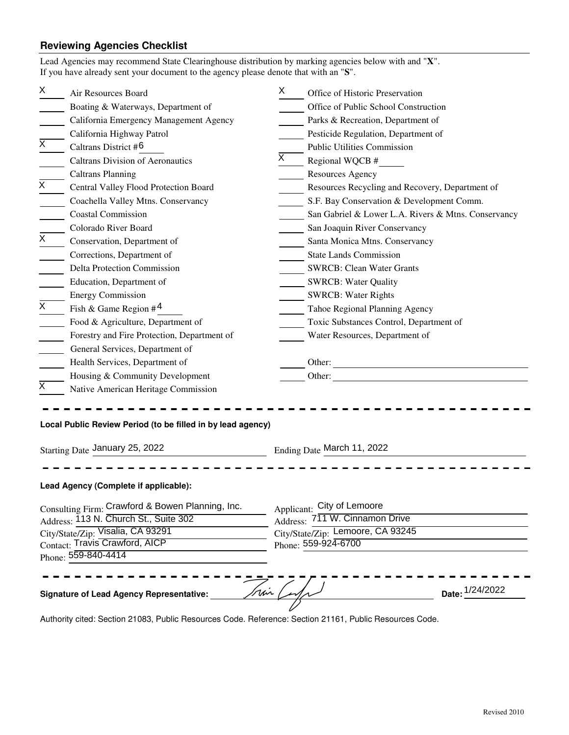## Reviewing Agencies Checklist

Lead Agencies may recommend State Clearinghouse distribution by marking agencies below with and "**X**".
If you have already sent your document to the agency please denote that with an "**S**".

| | | | |
|---|---|---|---|
| X | Air Resources Board | X | Office of Historic Preservation |
| | Boating & Waterways, Department of | | Office of Public School Construction |
| | California Emergency Management Agency | | Parks & Recreation, Department of |
| | California Highway Patrol | | Pesticide Regulation, Department of |
| X | Caltrans District # 6 | | Public Utilities Commission |
| | Caltrans Division of Aeronautics | X | Regional WQCB # |
| | Caltrans Planning | | Resources Agency |
| X | Central Valley Flood Protection Board | | Resources Recycling and Recovery, Department of |
| | Coachella Valley Mtns. Conservancy | | S.F. Bay Conservation & Development Comm. |
| | Coastal Commission | | San Gabriel & Lower L.A. Rivers & Mtns. Conservancy |
| | Colorado River Board | | San Joaquin River Conservancy |
| X | Conservation, Department of | | Santa Monica Mtns. Conservancy |
| | Corrections, Department of | | State Lands Commission |
| | Delta Protection Commission | | SWRCB: Clean Water Grants |
| | Education, Department of | | SWRCB: Water Quality |
| | Energy Commission | | SWRCB: Water Rights |
| X | Fish & Game Region # 4 | | Tahoe Regional Planning Agency |
| | Food & Agriculture, Department of | | Toxic Substances Control, Department of |
| | Forestry and Fire Protection, Department of | | Water Resources, Department of |
| | General Services, Department of | | |
| | Health Services, Department of | | Other: |
| | Housing & Community Development | | Other: |
| X | Native American Heritage Commission | | |

---

**Local Public Review Period (to be filled in by lead agency)**

Starting Date January 25, 2022 Ending Date March 11, 2022

---

**Lead Agency (Complete if applicable):**

Consulting Firm: Crawford & Bowen Planning, Inc.
Address: 113 N. Church St., Suite 302
City/State/Zip: Visalia, CA 93291
Contact: Travis Crawford, AICP
Phone: 559-840-4414

Applicant: City of Lemoore
Address: 711 W. Cinnamon Drive
City/State/Zip: Lemoore, CA 93245
Phone: 559-924-6700

---

**Signature of Lead Agency Representative:** [signature] **Date:** 1/24/2022

Authority cited: Section 21083, Public Resources Code. Reference: Section 21161, Public Resources Code.

Revised 2010